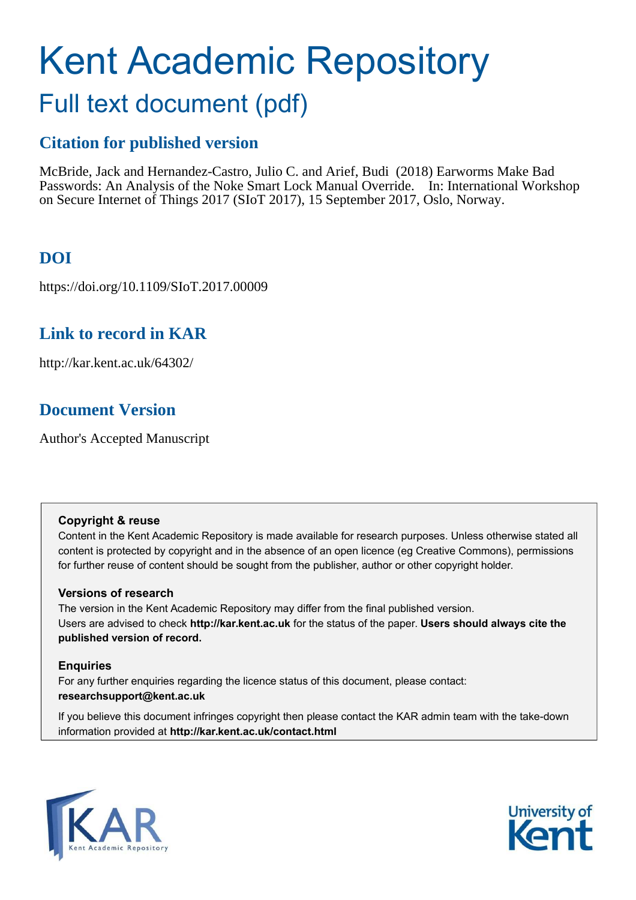# Kent Academic Repository

## Full text document (pdf)

### Citation for published version

McBride, Jack and Hernandez-Castro, Julio C. and Arief, Budi (2018) Earworms Make Bad Passwords: An Analysis of the Noke Smart Lock Manual Override. In: International Workshop on Secure Internet of Things 2017 (SIoT 2017), 15 September 2017, Oslo, Norway.

### DOI

https://doi.org/10.1109/SIoT.2017.00009

### Link to record in KAR

http://kar.kent.ac.uk/64302/

### Document Version

Author's Accepted Manuscript

**Copyright & reuse**

Content in the Kent Academic Repository is made available for research purposes. Unless otherwise stated all content is protected by copyright and in the absence of an open licence (eg Creative Commons), permissions for further reuse of content should be sought from the publisher, author or other copyright holder.

**Versions of research**

The version in the Kent Academic Repository may differ from the final published version. Users are advised to check **http://kar.kent.ac.uk** for the status of the paper. **Users should always cite the published version of record.**

**Enquiries**

For any further enquiries regarding the licence status of this document, please contact: **researchsupport@kent.ac.uk**

If you believe this document infringes copyright then please contact the KAR admin team with the take-down information provided at **http://kar.kent.ac.uk/contact.html**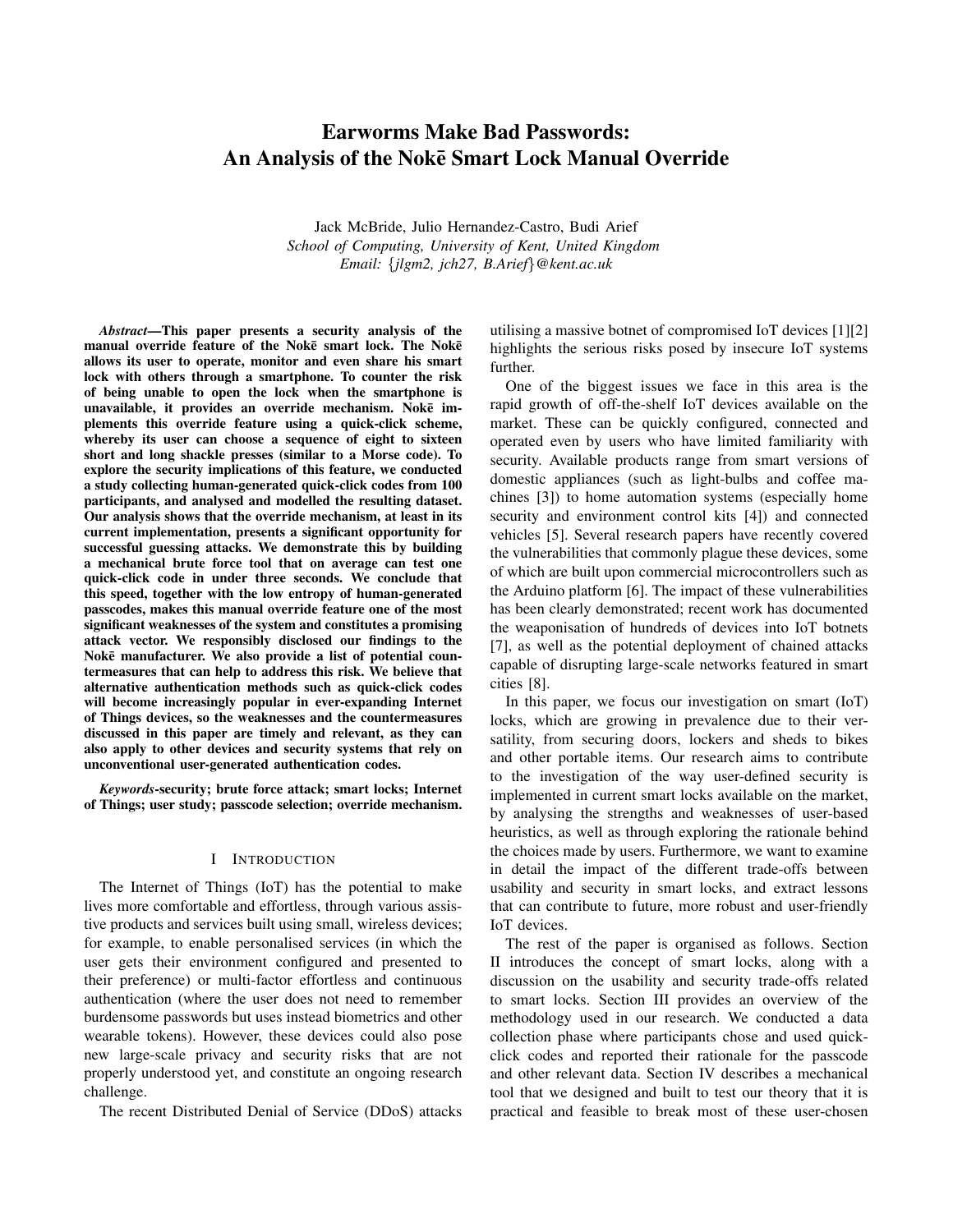# Earworms Make Bad Passwords: An Analysis of the Nokē Smart Lock Manual Override

Jack McBride, Julio Hernandez-Castro, Budi Arief
*School of Computing, University of Kent, United Kingdom*
*Email: {jlgm2, jch27, B.Arief}@kent.ac.uk*

***Abstract*—This paper presents a security analysis of the manual override feature of the Nokē smart lock. The Nokē allows its user to operate, monitor and even share his smart lock with others through a smartphone. To counter the risk of being unable to open the lock when the smartphone is unavailable, it provides an override mechanism. Nokē implements this override feature using a quick-click scheme, whereby its user can choose a sequence of eight to sixteen short and long shackle presses (similar to a Morse code). To explore the security implications of this feature, we conducted a study collecting human-generated quick-click codes from 100 participants, and analysed and modelled the resulting dataset. Our analysis shows that the override mechanism, at least in its current implementation, presents a significant opportunity for successful guessing attacks. We demonstrate this by building a mechanical brute force tool that on average can test one quick-click code in under three seconds. We conclude that this speed, together with the low entropy of human-generated passcodes, makes this manual override feature one of the most significant weaknesses of the system and constitutes a promising attack vector. We responsibly disclosed our findings to the Nokē manufacturer. We also provide a list of potential countermeasures that can help to address this risk. We believe that alternative authentication methods such as quick-click codes will become increasingly popular in ever-expanding Internet of Things devices, so the weaknesses and the countermeasures discussed in this paper are timely and relevant, as they can also apply to other devices and security systems that rely on unconventional user-generated authentication codes.**

***Keywords*-security; brute force attack; smart locks; Internet of Things; user study; passcode selection; override mechanism.**

## I INTRODUCTION

The Internet of Things (IoT) has the potential to make lives more comfortable and effortless, through various assistive products and services built using small, wireless devices; for example, to enable personalised services (in which the user gets their environment configured and presented to their preference) or multi-factor effortless and continuous authentication (where the user does not need to remember burdensome passwords but uses instead biometrics and other wearable tokens). However, these devices could also pose new large-scale privacy and security risks that are not properly understood yet, and constitute an ongoing research challenge.

The recent Distributed Denial of Service (DDoS) attacks utilising a massive botnet of compromised IoT devices [1][2] highlights the serious risks posed by insecure IoT systems further.

One of the biggest issues we face in this area is the rapid growth of off-the-shelf IoT devices available on the market. These can be quickly configured, connected and operated even by users who have limited familiarity with security. Available products range from smart versions of domestic appliances (such as light-bulbs and coffee machines [3]) to home automation systems (especially home security and environment control kits [4]) and connected vehicles [5]. Several research papers have recently covered the vulnerabilities that commonly plague these devices, some of which are built upon commercial microcontrollers such as the Arduino platform [6]. The impact of these vulnerabilities has been clearly demonstrated; recent work has documented the weaponisation of hundreds of devices into IoT botnets [7], as well as the potential deployment of chained attacks capable of disrupting large-scale networks featured in smart cities [8].

In this paper, we focus our investigation on smart (IoT) locks, which are growing in prevalence due to their versatility, from securing doors, lockers and sheds to bikes and other portable items. Our research aims to contribute to the investigation of the way user-defined security is implemented in current smart locks available on the market, by analysing the strengths and weaknesses of user-based heuristics, as well as through exploring the rationale behind the choices made by users. Furthermore, we want to examine in detail the impact of the different trade-offs between usability and security in smart locks, and extract lessons that can contribute to future, more robust and user-friendly IoT devices.

The rest of the paper is organised as follows. Section II introduces the concept of smart locks, along with a discussion on the usability and security trade-offs related to smart locks. Section III provides an overview of the methodology used in our research. We conducted a data collection phase where participants chose and used quick-click codes and reported their rationale for the passcode and other relevant data. Section IV describes a mechanical tool that we designed and built to test our theory that it is practical and feasible to break most of these user-chosen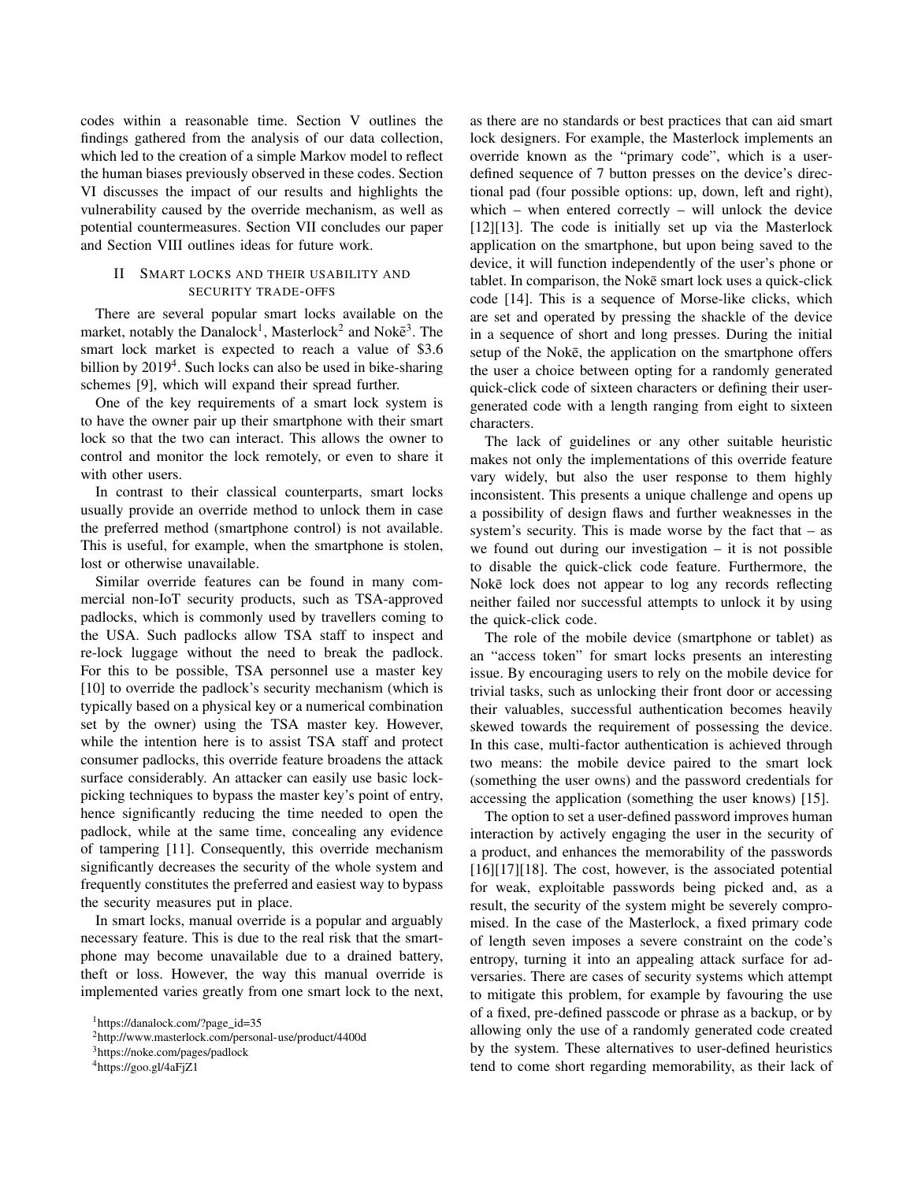codes within a reasonable time. Section V outlines the findings gathered from the analysis of our data collection, which led to the creation of a simple Markov model to reflect the human biases previously observed in these codes. Section VI discusses the impact of our results and highlights the vulnerability caused by the override mechanism, as well as potential countermeasures. Section VII concludes our paper and Section VIII outlines ideas for future work.

## II Smart locks and their usability and security trade-offs

There are several popular smart locks available on the market, notably the Danalock[1], Masterlock[2] and Nokē[3]. The smart lock market is expected to reach a value of \$3.6 billion by 2019[4]. Such locks can also be used in bike-sharing schemes [9], which will expand their spread further.

One of the key requirements of a smart lock system is to have the owner pair up their smartphone with their smart lock so that the two can interact. This allows the owner to control and monitor the lock remotely, or even to share it with other users.

In contrast to their classical counterparts, smart locks usually provide an override method to unlock them in case the preferred method (smartphone control) is not available. This is useful, for example, when the smartphone is stolen, lost or otherwise unavailable.

Similar override features can be found in many commercial non-IoT security products, such as TSA-approved padlocks, which is commonly used by travellers coming to the USA. Such padlocks allow TSA staff to inspect and re-lock luggage without the need to break the padlock. For this to be possible, TSA personnel use a master key [10] to override the padlock's security mechanism (which is typically based on a physical key or a numerical combination set by the owner) using the TSA master key. However, while the intention here is to assist TSA staff and protect consumer padlocks, this override feature broadens the attack surface considerably. An attacker can easily use basic lock-picking techniques to bypass the master key's point of entry, hence significantly reducing the time needed to open the padlock, while at the same time, concealing any evidence of tampering [11]. Consequently, this override mechanism significantly decreases the security of the whole system and frequently constitutes the preferred and easiest way to bypass the security measures put in place.

In smart locks, manual override is a popular and arguably necessary feature. This is due to the real risk that the smartphone may become unavailable due to a drained battery, theft or loss. However, the way this manual override is implemented varies greatly from one smart lock to the next, as there are no standards or best practices that can aid smart lock designers. For example, the Masterlock implements an override known as the "primary code", which is a user-defined sequence of 7 button presses on the device's directional pad (four possible options: up, down, left and right), which – when entered correctly – will unlock the device [12][13]. The code is initially set up via the Masterlock application on the smartphone, but upon being saved to the device, it will function independently of the user's phone or tablet. In comparison, the Nokē smart lock uses a quick-click code [14]. This is a sequence of Morse-like clicks, which are set and operated by pressing the shackle of the device in a sequence of short and long presses. During the initial setup of the Nokē, the application on the smartphone offers the user a choice between opting for a randomly generated quick-click code of sixteen characters or defining their user-generated code with a length ranging from eight to sixteen characters.

The lack of guidelines or any other suitable heuristic makes not only the implementations of this override feature vary widely, but also the user response to them highly inconsistent. This presents a unique challenge and opens up a possibility of design flaws and further weaknesses in the system's security. This is made worse by the fact that – as we found out during our investigation – it is not possible to disable the quick-click code feature. Furthermore, the Nokē lock does not appear to log any records reflecting neither failed nor successful attempts to unlock it by using the quick-click code.

The role of the mobile device (smartphone or tablet) as an "access token" for smart locks presents an interesting issue. By encouraging users to rely on the mobile device for trivial tasks, such as unlocking their front door or accessing their valuables, successful authentication becomes heavily skewed towards the requirement of possessing the device. In this case, multi-factor authentication is achieved through two means: the mobile device paired to the smart lock (something the user owns) and the password credentials for accessing the application (something the user knows) [15].

The option to set a user-defined password improves human interaction by actively engaging the user in the security of a product, and enhances the memorability of the passwords [16][17][18]. The cost, however, is the associated potential for weak, exploitable passwords being picked and, as a result, the security of the system might be severely compromised. In the case of the Masterlock, a fixed primary code of length seven imposes a severe constraint on the code's entropy, turning it into an appealing attack surface for adversaries. There are cases of security systems which attempt to mitigate this problem, for example by favouring the use of a fixed, pre-defined passcode or phrase as a backup, or by allowing only the use of a randomly generated code created by the system. These alternatives to user-defined heuristics tend to come short regarding memorability, as their lack of

[1]https://danalock.com/?page_id=35

[2]http://www.masterlock.com/personal-use/product/4400d

[3]https://noke.com/pages/padlock

[4]https://goo.gl/4aFjZ1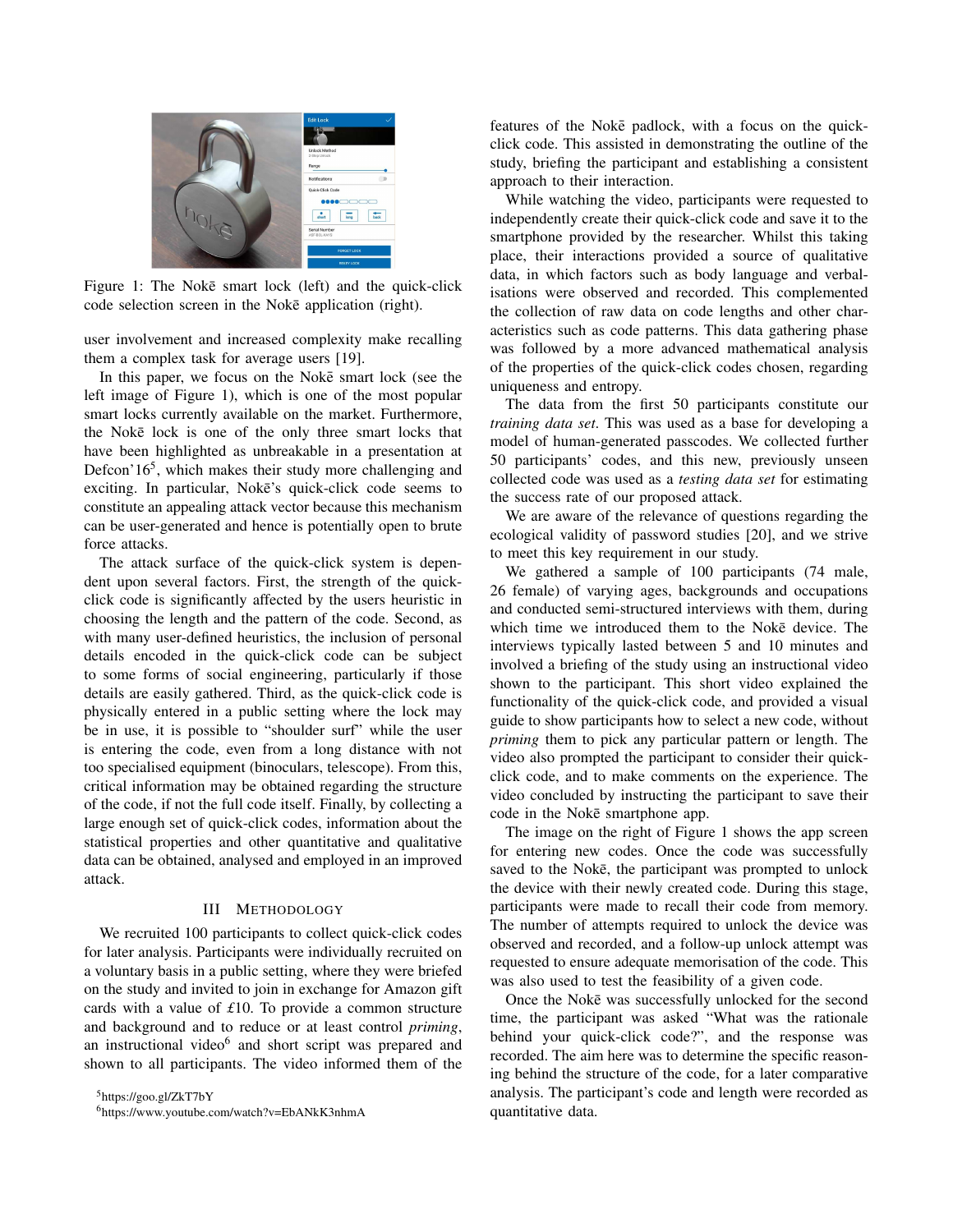Figure 1: The Nokē smart lock (left) and the quick-click code selection screen in the Nokē application (right).

user involvement and increased complexity make recalling them a complex task for average users [19].

In this paper, we focus on the Nokē smart lock (see the left image of Figure 1), which is one of the most popular smart locks currently available on the market. Furthermore, the Nokē lock is one of the only three smart locks that have been highlighted as unbreakable in a presentation at Defcon'16[5], which makes their study more challenging and exciting. In particular, Nokē's quick-click code seems to constitute an appealing attack vector because this mechanism can be user-generated and hence is potentially open to brute force attacks.

The attack surface of the quick-click system is dependent upon several factors. First, the strength of the quick-click code is significantly affected by the users heuristic in choosing the length and the pattern of the code. Second, as with many user-defined heuristics, the inclusion of personal details encoded in the quick-click code can be subject to some forms of social engineering, particularly if those details are easily gathered. Third, as the quick-click code is physically entered in a public setting where the lock may be in use, it is possible to "shoulder surf" while the user is entering the code, even from a long distance with not too specialised equipment (binoculars, telescope). From this, critical information may be obtained regarding the structure of the code, if not the full code itself. Finally, by collecting a large enough set of quick-click codes, information about the statistical properties and other quantitative and qualitative data can be obtained, analysed and employed in an improved attack.

## III Methodology

We recruited 100 participants to collect quick-click codes for later analysis. Participants were individually recruited on a voluntary basis in a public setting, where they were briefed on the study and invited to join in exchange for Amazon gift cards with a value of £10. To provide a common structure and background and to reduce or at least control *priming*, an instructional video[6] and short script was prepared and shown to all participants. The video informed them of the features of the Nokē padlock, with a focus on the quick-click code. This assisted in demonstrating the outline of the study, briefing the participant and establishing a consistent approach to their interaction.

While watching the video, participants were requested to independently create their quick-click code and save it to the smartphone provided by the researcher. Whilst this taking place, their interactions provided a source of qualitative data, in which factors such as body language and verbalisations were observed and recorded. This complemented the collection of raw data on code lengths and other characteristics such as code patterns. This data gathering phase was followed by a more advanced mathematical analysis of the properties of the quick-click codes chosen, regarding uniqueness and entropy.

The data from the first 50 participants constitute our *training data set*. This was used as a base for developing a model of human-generated passcodes. We collected further 50 participants' codes, and this new, previously unseen collected code was used as a *testing data set* for estimating the success rate of our proposed attack.

We are aware of the relevance of questions regarding the ecological validity of password studies [20], and we strive to meet this key requirement in our study.

We gathered a sample of 100 participants (74 male, 26 female) of varying ages, backgrounds and occupations and conducted semi-structured interviews with them, during which time we introduced them to the Nokē device. The interviews typically lasted between 5 and 10 minutes and involved a briefing of the study using an instructional video shown to the participant. This short video explained the functionality of the quick-click code, and provided a visual guide to show participants how to select a new code, without *priming* them to pick any particular pattern or length. The video also prompted the participant to consider their quick-click code, and to make comments on the experience. The video concluded by instructing the participant to save their code in the Nokē smartphone app.

The image on the right of Figure 1 shows the app screen for entering new codes. Once the code was successfully saved to the Nokē, the participant was prompted to unlock the device with their newly created code. During this stage, participants were made to recall their code from memory. The number of attempts required to unlock the device was observed and recorded, and a follow-up unlock attempt was requested to ensure adequate memorisation of the code. This was also used to test the feasibility of a given code.

Once the Nokē was successfully unlocked for the second time, the participant was asked "What was the rationale behind your quick-click code?", and the response was recorded. The aim here was to determine the specific reasoning behind the structure of the code, for a later comparative analysis. The participant's code and length were recorded as quantitative data.

[5] https://goo.gl/ZkT7bY

[6] https://www.youtube.com/watch?v=EbANkK3nhmA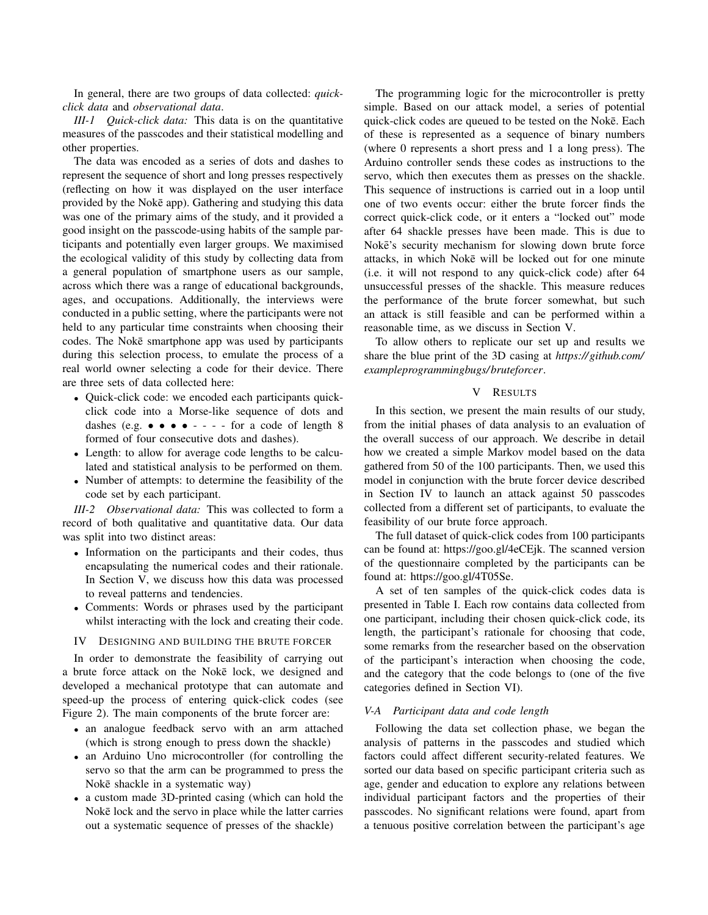In general, there are two groups of data collected: *quick-click data* and *observational data*.

*III-1 Quick-click data:* This data is on the quantitative measures of the passcodes and their statistical modelling and other properties.

The data was encoded as a series of dots and dashes to represent the sequence of short and long presses respectively (reflecting on how it was displayed on the user interface provided by the Nokē app). Gathering and studying this data was one of the primary aims of the study, and it provided a good insight on the passcode-using habits of the sample participants and potentially even larger groups. We maximised the ecological validity of this study by collecting data from a general population of smartphone users as our sample, across which there was a range of educational backgrounds, ages, and occupations. Additionally, the interviews were conducted in a public setting, where the participants were not held to any particular time constraints when choosing their codes. The Nokē smartphone app was used by participants during this selection process, to emulate the process of a real world owner selecting a code for their device. There are three sets of data collected here:

- Quick-click code: we encoded each participants quick-click code into a Morse-like sequence of dots and dashes (e.g. • • • • - - - - for a code of length 8 formed of four consecutive dots and dashes).
- Length: to allow for average code lengths to be calculated and statistical analysis to be performed on them.
- Number of attempts: to determine the feasibility of the code set by each participant.

*III-2 Observational data:* This was collected to form a record of both qualitative and quantitative data. Our data was split into two distinct areas:

- Information on the participants and their codes, thus encapsulating the numerical codes and their rationale. In Section V, we discuss how this data was processed to reveal patterns and tendencies.
- Comments: Words or phrases used by the participant whilst interacting with the lock and creating their code.

## IV Designing and building the brute forcer

In order to demonstrate the feasibility of carrying out a brute force attack on the Nokē lock, we designed and developed a mechanical prototype that can automate and speed-up the process of entering quick-click codes (see Figure 2). The main components of the brute forcer are:

- an analogue feedback servo with an arm attached (which is strong enough to press down the shackle)
- an Arduino Uno microcontroller (for controlling the servo so that the arm can be programmed to press the Nokē shackle in a systematic way)
- a custom made 3D-printed casing (which can hold the Nokē lock and the servo in place while the latter carries out a systematic sequence of presses of the shackle)

The programming logic for the microcontroller is pretty simple. Based on our attack model, a series of potential quick-click codes are queued to be tested on the Nokē. Each of these is represented as a sequence of binary numbers (where 0 represents a short press and 1 a long press). The Arduino controller sends these codes as instructions to the servo, which then executes them as presses on the shackle. This sequence of instructions is carried out in a loop until one of two events occur: either the brute forcer finds the correct quick-click code, or it enters a "locked out" mode after 64 shackle presses have been made. This is due to Nokē's security mechanism for slowing down brute force attacks, in which Nokē will be locked out for one minute (i.e. it will not respond to any quick-click code) after 64 unsuccessful presses of the shackle. This measure reduces the performance of the brute forcer somewhat, but such an attack is still feasible and can be performed within a reasonable time, as we discuss in Section V.

To allow others to replicate our set up and results we share the blue print of the 3D casing at *https://github.com/exampleprogrammingbugs/bruteforcer*.

## V Results

In this section, we present the main results of our study, from the initial phases of data analysis to an evaluation of the overall success of our approach. We describe in detail how we created a simple Markov model based on the data gathered from 50 of the 100 participants. Then, we used this model in conjunction with the brute forcer device described in Section IV to launch an attack against 50 passcodes collected from a different set of participants, to evaluate the feasibility of our brute force approach.

The full dataset of quick-click codes from 100 participants can be found at: https://goo.gl/4eCEjk. The scanned version of the questionnaire completed by the participants can be found at: https://goo.gl/4T05Se.

A set of ten samples of the quick-click codes data is presented in Table I. Each row contains data collected from one participant, including their chosen quick-click code, its length, the participant's rationale for choosing that code, some remarks from the researcher based on the observation of the participant's interaction when choosing the code, and the category that the code belongs to (one of the five categories defined in Section VI).

### *V-A Participant data and code length*

Following the data set collection phase, we began the analysis of patterns in the passcodes and studied which factors could affect different security-related features. We sorted our data based on specific participant criteria such as age, gender and education to explore any relations between individual participant factors and the properties of their passcodes. No significant relations were found, apart from a tenuous positive correlation between the participant's age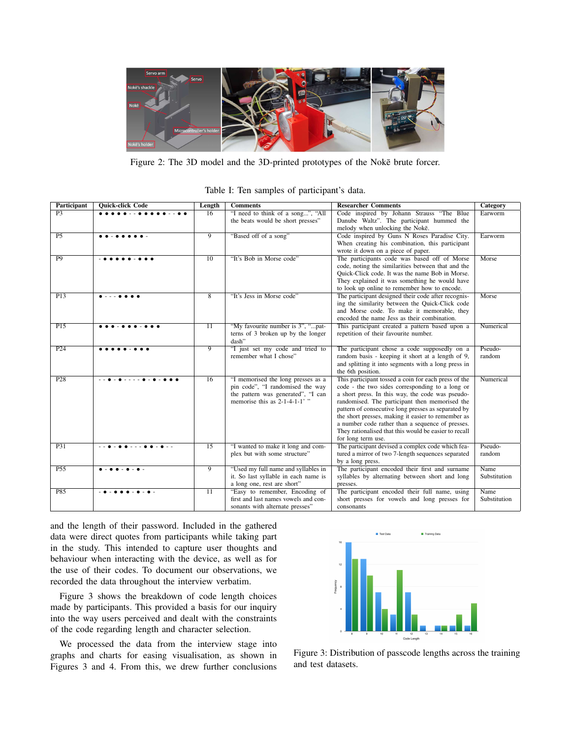Figure 2: The 3D model and the 3D-printed prototypes of the Nokē brute forcer.

Table I: Ten samples of participant's data.

| Participant | Quick-click Code | Length | Comments | Researcher Comments | Category |
|---|---|---|---|---|---|
| P3 | • • • • • - • • • • • • - - • • | 16 | "I need to think of a song...", "All the beats would be short presses" | Code inspired by Johann Strauss "The Blue Danube Waltz". The participant hummed the melody when unlocking the Nokē. | Earworm |
| P5 | • • - • • • • • - | 9 | "Based off of a song" | Code inspired by Guns N Roses Paradise City. When creating his combination, this participant wrote it down on a piece of paper. | Earworm |
| P9 | - • • • • • - • • • | 10 | "It's Bob in Morse code" | The participants code was based off of Morse code, noting the similarities between that and the Quick-Click code. It was the name Bob in Morse. They explained it was something he would have to look up online to remember how to encode. | Morse |
| P13 | • - - - • • • • | 8 | "It's Jess in Morse code" | The participant designed their code after recognising the similarity between the Quick-Click code and Morse code. To make it memorable, they encoded the name Jess as their combination. | Morse |
| P15 | • • • - • • • - • • • | 11 | "My favourite number is 3", "...patterns of 3 broken up by the longer dash" | This participant created a pattern based upon a repetition of their favourite number. | Numerical |
| P24 | • • • • • - • • • | 9 | "I just set my code and tried to remember what I chose" | The participant chose a code supposedly on a random basis - keeping it short at a length of 9, and splitting it into segments with a long press in the 6th position. | Pseudo-random |
| P28 | - - • - • - - - - • - • - • • • | 16 | "I memorised the long presses as a pin code", "I randomised the way the pattern was generated", "I can memorise this as 2-1-4-1-1' " | This participant tossed a coin for each press of the code - the two sides corresponding to a long or a short press. In this way, the code was pseudo-randomised. The participant then memorised the pattern of consecutive long presses as separated by the short presses, making it easier to remember as a number code rather than a sequence of presses. They rationalised that this would be easier to recall for long term use. | Numerical |
| P31 | - - • - • • - - - • • - • - - | 15 | "I wanted to make it long and complex but with some structure" | The participant devised a complex code which featured a mirror of two 7-length sequences separated by a long press. | Pseudo-random |
| P55 | • - • • - • - • - | 9 | "Used my full name and syllables in it. So last syllable in each name is a long one, rest are short" | The participant encoded their first and surname syllables by alternating between short and long presses. | Name Substitution |
| P85 | - • - • • • - • - • - | 11 | "Easy to remember, Encoding of first and last names vowels and consonants with alternate presses" | The participant encoded their full name, using short presses for vowels and long presses for consonants | Name Substitution |

and the length of their password. Included in the gathered data were direct quotes from participants while taking part in the study. This intended to capture user thoughts and behaviour when interacting with the device, as well as for the use of their codes. To document our observations, we recorded the data throughout the interview verbatim.

Figure 3 shows the breakdown of code length choices made by participants. This provided a basis for our inquiry into the way users perceived and dealt with the constraints of the code regarding length and character selection.

We processed the data from the interview stage into graphs and charts for easing visualisation, as shown in Figures 3 and 4. From this, we drew further conclusions

Figure 3: Distribution of passcode lengths across the training and test datasets.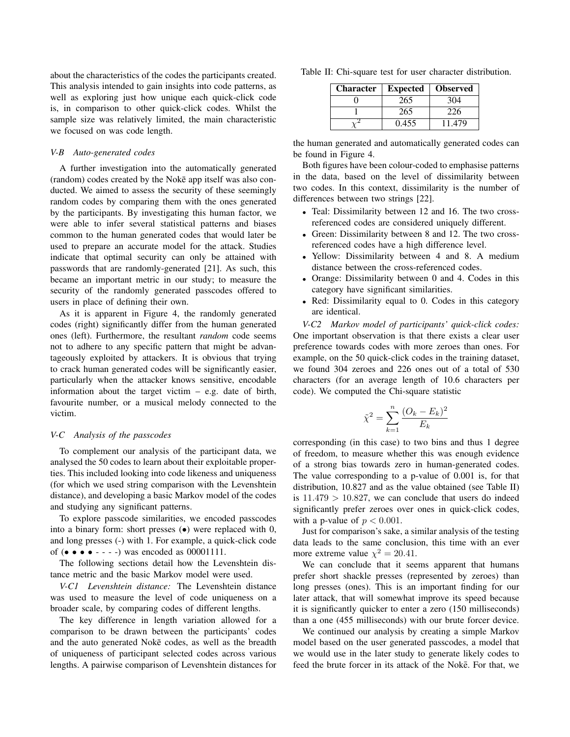about the characteristics of the codes the participants created. This analysis intended to gain insights into code patterns, as well as exploring just how unique each quick-click code is, in comparison to other quick-click codes. Whilst the sample size was relatively limited, the main characteristic we focused on was code length.

### V-B Auto-generated codes

A further investigation into the automatically generated (random) codes created by the Nokē app itself was also conducted. We aimed to assess the security of these seemingly random codes by comparing them with the ones generated by the participants. By investigating this human factor, we were able to infer several statistical patterns and biases common to the human generated codes that would later be used to prepare an accurate model for the attack. Studies indicate that optimal security can only be attained with passwords that are randomly-generated [21]. As such, this became an important metric in our study; to measure the security of the randomly generated passcodes offered to users in place of defining their own.

As it is apparent in Figure 4, the randomly generated codes (right) significantly differ from the human generated ones (left). Furthermore, the resultant *random* code seems not to adhere to any specific pattern that might be advantageously exploited by attackers. It is obvious that trying to crack human generated codes will be significantly easier, particularly when the attacker knows sensitive, encodable information about the target victim – e.g. date of birth, favourite number, or a musical melody connected to the victim.

### V-C Analysis of the passcodes

To complement our analysis of the participant data, we analysed the 50 codes to learn about their exploitable properties. This included looking into code likeness and uniqueness (for which we used string comparison with the Levenshtein distance), and developing a basic Markov model of the codes and studying any significant patterns.

To explore passcode similarities, we encoded passcodes into a binary form: short presses (•) were replaced with 0, and long presses (-) with 1. For example, a quick-click code of (• • • • - - - -) was encoded as 00001111.

The following sections detail how the Levenshtein distance metric and the basic Markov model were used.

*V-C1 Levenshtein distance:* The Levenshtein distance was used to measure the level of code uniqueness on a broader scale, by comparing codes of different lengths.

The key difference in length variation allowed for a comparison to be drawn between the participants' codes and the auto generated Nokē codes, as well as the breadth of uniqueness of participant selected codes across various lengths. A pairwise comparison of Levenshtein distances for the human generated and automatically generated codes can be found in Figure 4.

Both figures have been colour-coded to emphasise patterns in the data, based on the level of dissimilarity between two codes. In this context, dissimilarity is the number of differences between two strings [22].

- Teal: Dissimilarity between 12 and 16. The two cross-referenced codes are considered uniquely different.
- Green: Dissimilarity between 8 and 12. The two cross-referenced codes have a high difference level.
- Yellow: Dissimilarity between 4 and 8. A medium distance between the cross-referenced codes.
- Orange: Dissimilarity between 0 and 4. Codes in this category have significant similarities.
- Red: Dissimilarity equal to 0. Codes in this category are identical.

*V-C2 Markov model of participants' quick-click codes:* One important observation is that there exists a clear user preference towards codes with more zeroes than ones. For example, on the 50 quick-click codes in the training dataset, we found 304 zeroes and 226 ones out of a total of 530 characters (for an average length of 10.6 characters per code). We computed the Chi-square statistic

$$\tilde{\chi}^2 = \sum_{k=1}^{n} \frac{(O_k - E_k)^2}{E_k}$$

corresponding (in this case) to two bins and thus 1 degree of freedom, to measure whether this was enough evidence of a strong bias towards zero in human-generated codes. The value corresponding to a p-value of 0.001 is, for that distribution, 10.827 and as the value obtained (see Table II) is $11.479 > 10.827$, we can conclude that users do indeed significantly prefer zeroes over ones in quick-click codes, with a p-value of $p < 0.001$.

Table II: Chi-square test for user character distribution.

| Character | Expected | Observed |
|---|---|---|
| 0 | 265 | 304 |
| 1 | 265 | 226 |
| $\chi^2$ | 0.455 | 11.479 |

Just for comparison's sake, a similar analysis of the testing data leads to the same conclusion, this time with an ever more extreme value $\chi^2 = 20.41$.

We can conclude that it seems apparent that humans prefer short shackle presses (represented by zeroes) than long presses (ones). This is an important finding for our later attack, that will somewhat improve its speed because it is significantly quicker to enter a zero (150 milliseconds) than a one (455 milliseconds) with our brute forcer device.

We continued our analysis by creating a simple Markov model based on the user generated passcodes, a model that we would use in the later study to generate likely codes to feed the brute forcer in its attack of the Nokē. For that, we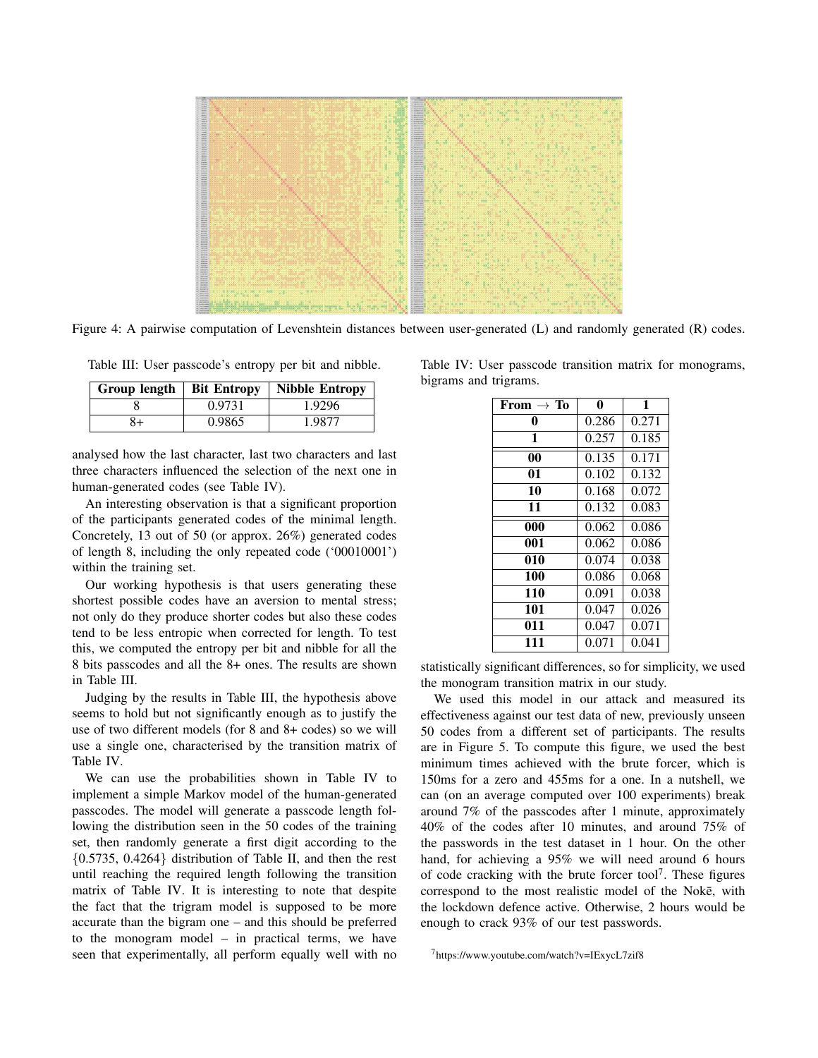Figure 4: A pairwise computation of Levenshtein distances between user-generated (L) and randomly generated (R) codes.

Table III: User passcode's entropy per bit and nibble.

| Group length | Bit Entropy | Nibble Entropy |
|---|---|---|
| 8 | 0.9731 | 1.9296 |
| 8+ | 0.9865 | 1.9877 |

analysed how the last character, last two characters and last three characters influenced the selection of the next one in human-generated codes (see Table IV).

An interesting observation is that a significant proportion of the participants generated codes of the minimal length. Concretely, 13 out of 50 (or approx. 26%) generated codes of length 8, including the only repeated code ('00010001') within the training set.

Our working hypothesis is that users generating these shortest possible codes have an aversion to mental stress; not only do they produce shorter codes but also these codes tend to be less entropic when corrected for length. To test this, we computed the entropy per bit and nibble for all the 8 bits passcodes and all the 8+ ones. The results are shown in Table III.

Judging by the results in Table III, the hypothesis above seems to hold but not significantly enough as to justify the use of two different models (for 8 and 8+ codes) so we will use a single one, characterised by the transition matrix of Table IV.

We can use the probabilities shown in Table IV to implement a simple Markov model of the human-generated passcodes. The model will generate a passcode length following the distribution seen in the 50 codes of the training set, then randomly generate a first digit according to the {0.5735, 0.4264} distribution of Table II, and then the rest until reaching the required length following the transition matrix of Table IV. It is interesting to note that despite the fact that the trigram model is supposed to be more accurate than the bigram one – and this should be preferred to the monogram model – in practical terms, we have seen that experimentally, all perform equally well with no statistically significant differences, so for simplicity, we used the monogram transition matrix in our study.

Table IV: User passcode transition matrix for monograms, bigrams and trigrams.

| From → To | 0 | 1 |
|---|---|---|
| **0** | 0.286 | 0.271 |
| **1** | 0.257 | 0.185 |
| **00** | 0.135 | 0.171 |
| **01** | 0.102 | 0.132 |
| **10** | 0.168 | 0.072 |
| **11** | 0.132 | 0.083 |
| **000** | 0.062 | 0.086 |
| **001** | 0.062 | 0.086 |
| **010** | 0.074 | 0.038 |
| **100** | 0.086 | 0.068 |
| **110** | 0.091 | 0.038 |
| **101** | 0.047 | 0.026 |
| **011** | 0.047 | 0.071 |
| **111** | 0.071 | 0.041 |

We used this model in our attack and measured its effectiveness against our test data of new, previously unseen 50 codes from a different set of participants. The results are in Figure 5. To compute this figure, we used the best minimum times achieved with the brute forcer, which is 150ms for a zero and 455ms for a one. In a nutshell, we can (on an average computed over 100 experiments) break around 7% of the passcodes after 1 minute, approximately 40% of the codes after 10 minutes, and around 75% of the passwords in the test dataset in 1 hour. On the other hand, for achieving a 95% we will need around 6 hours of code cracking with the brute forcer tool[7]. These figures correspond to the most realistic model of the Nokē, with the lockdown defence active. Otherwise, 2 hours would be enough to crack 93% of our test passwords.

[7]https://www.youtube.com/watch?v=IExycL7zif8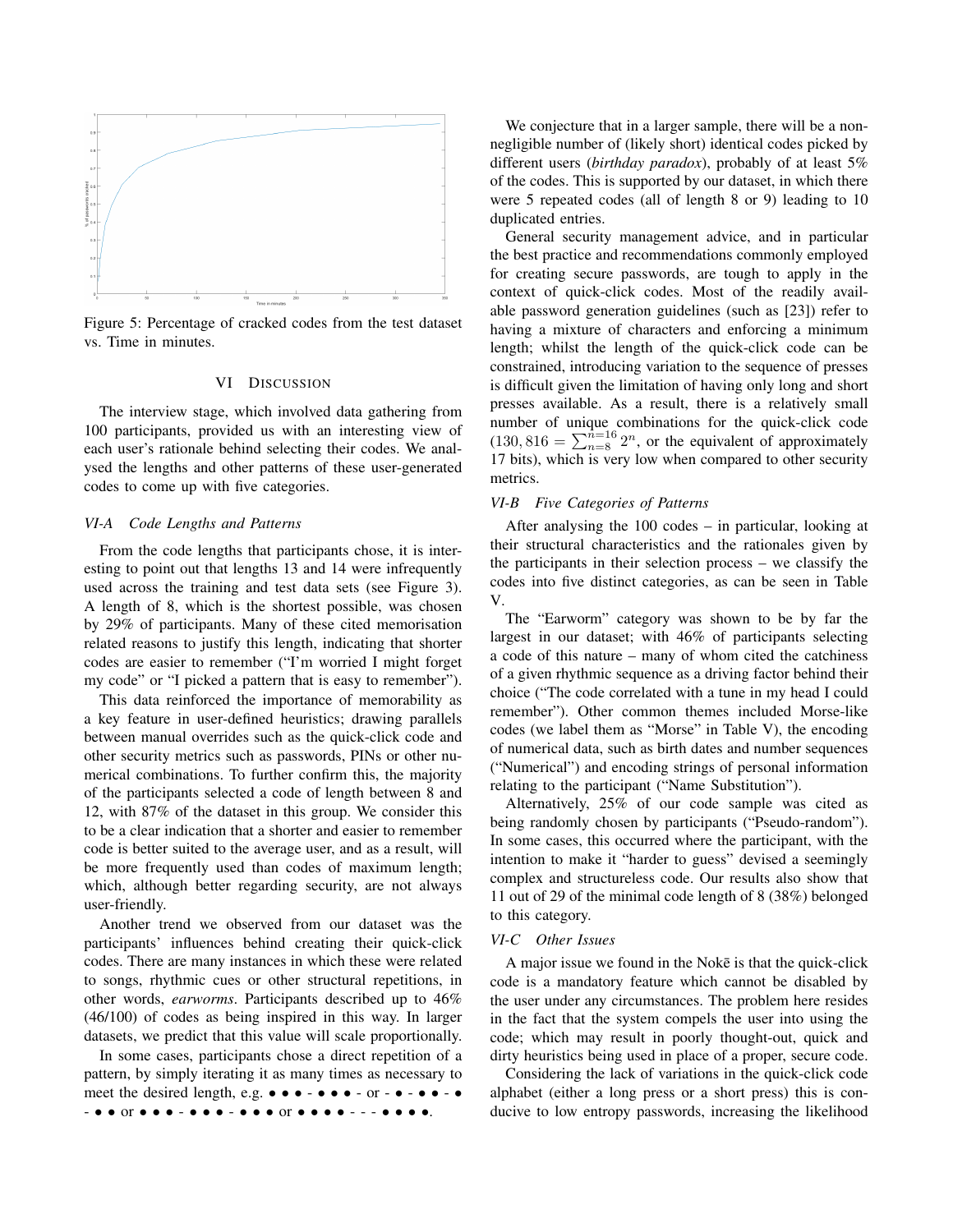Figure 5: Percentage of cracked codes from the test dataset vs. Time in minutes.

## VI Discussion

The interview stage, which involved data gathering from 100 participants, provided us with an interesting view of each user's rationale behind selecting their codes. We analysed the lengths and other patterns of these user-generated codes to come up with five categories.

### VI-A Code Lengths and Patterns

From the code lengths that participants chose, it is interesting to point out that lengths 13 and 14 were infrequently used across the training and test data sets (see Figure 3). A length of 8, which is the shortest possible, was chosen by 29% of participants. Many of these cited memorisation related reasons to justify this length, indicating that shorter codes are easier to remember ("I'm worried I might forget my code" or "I picked a pattern that is easy to remember").

This data reinforced the importance of memorability as a key feature in user-defined heuristics; drawing parallels between manual overrides such as the quick-click code and other security metrics such as passwords, PINs or other numerical combinations. To further confirm this, the majority of the participants selected a code of length between 8 and 12, with 87% of the dataset in this group. We consider this to be a clear indication that a shorter and easier to remember code is better suited to the average user, and as a result, will be more frequently used than codes of maximum length; which, although better regarding security, are not always user-friendly.

Another trend we observed from our dataset was the participants' influences behind creating their quick-click codes. There are many instances in which these were related to songs, rhythmic cues or other structural repetitions, in other words, *earworms*. Participants described up to 46% (46/100) of codes as being inspired in this way. In larger datasets, we predict that this value will scale proportionally.

In some cases, participants chose a direct repetition of a pattern, by simply iterating it as many times as necessary to meet the desired length, e.g. • • • - • • • - or - • - • • - • - • • or • • • - • • • - • • • or • • • • - - - • • • •.

We conjecture that in a larger sample, there will be a non-negligible number of (likely short) identical codes picked by different users (*birthday paradox*), probably of at least 5% of the codes. This is supported by our dataset, in which there were 5 repeated codes (all of length 8 or 9) leading to 10 duplicated entries.

General security management advice, and in particular the best practice and recommendations commonly employed for creating secure passwords, are tough to apply in the context of quick-click codes. Most of the readily available password generation guidelines (such as [23]) refer to having a mixture of characters and enforcing a minimum length; whilst the length of the quick-click code can be constrained, introducing variation to the sequence of presses is difficult given the limitation of having only long and short presses available. As a result, there is a relatively small number of unique combinations for the quick-click code ($130,816 = \sum_{n=8}^{n=16} 2^n$, or the equivalent of approximately 17 bits), which is very low when compared to other security metrics.

### VI-B Five Categories of Patterns

After analysing the 100 codes – in particular, looking at their structural characteristics and the rationales given by the participants in their selection process – we classify the codes into five distinct categories, as can be seen in Table V.

The "Earworm" category was shown to be by far the largest in our dataset; with 46% of participants selecting a code of this nature – many of whom cited the catchiness of a given rhythmic sequence as a driving factor behind their choice ("The code correlated with a tune in my head I could remember"). Other common themes included Morse-like codes (we label them as "Morse" in Table V), the encoding of numerical data, such as birth dates and number sequences ("Numerical") and encoding strings of personal information relating to the participant ("Name Substitution").

Alternatively, 25% of our code sample was cited as being randomly chosen by participants ("Pseudo-random"). In some cases, this occurred where the participant, with the intention to make it "harder to guess" devised a seemingly complex and structureless code. Our results also show that 11 out of 29 of the minimal code length of 8 (38%) belonged to this category.

### VI-C Other Issues

A major issue we found in the Nokē is that the quick-click code is a mandatory feature which cannot be disabled by the user under any circumstances. The problem here resides in the fact that the system compels the user into using the code; which may result in poorly thought-out, quick and dirty heuristics being used in place of a proper, secure code.

Considering the lack of variations in the quick-click code alphabet (either a long press or a short press) this is conducive to low entropy passwords, increasing the likelihood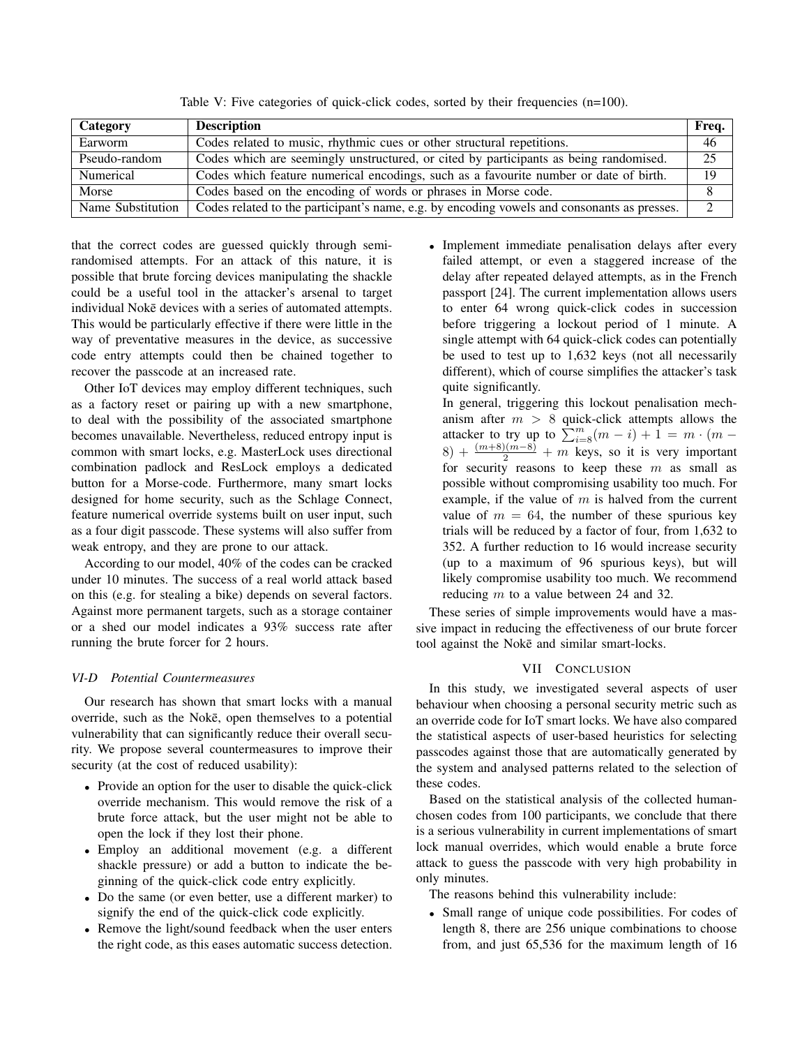Table V: Five categories of quick-click codes, sorted by their frequencies (n=100).

| Category | Description | Freq. |
|---|---|---|
| Earworm | Codes related to music, rhythmic cues or other structural repetitions. | 46 |
| Pseudo-random | Codes which are seemingly unstructured, or cited by participants as being randomised. | 25 |
| Numerical | Codes which feature numerical encodings, such as a favourite number or date of birth. | 19 |
| Morse | Codes based on the encoding of words or phrases in Morse code. | 8 |
| Name Substitution | Codes related to the participant's name, e.g. by encoding vowels and consonants as presses. | 2 |

that the correct codes are guessed quickly through semi-randomised attempts. For an attack of this nature, it is possible that brute forcing devices manipulating the shackle could be a useful tool in the attacker's arsenal to target individual Nokē devices with a series of automated attempts. This would be particularly effective if there were little in the way of preventative measures in the device, as successive code entry attempts could then be chained together to recover the passcode at an increased rate.

Other IoT devices may employ different techniques, such as a factory reset or pairing up with a new smartphone, to deal with the possibility of the associated smartphone becomes unavailable. Nevertheless, reduced entropy input is common with smart locks, e.g. MasterLock uses directional combination padlock and ResLock employs a dedicated button for a Morse-code. Furthermore, many smart locks designed for home security, such as the Schlage Connect, feature numerical override systems built on user input, such as a four digit passcode. These systems will also suffer from weak entropy, and they are prone to our attack.

According to our model, 40% of the codes can be cracked under 10 minutes. The success of a real world attack based on this (e.g. for stealing a bike) depends on several factors. Against more permanent targets, such as a storage container or a shed our model indicates a 93% success rate after running the brute forcer for 2 hours.

### VI-D Potential Countermeasures

Our research has shown that smart locks with a manual override, such as the Nokē, open themselves to a potential vulnerability that can significantly reduce their overall security. We propose several countermeasures to improve their security (at the cost of reduced usability):

- Provide an option for the user to disable the quick-click override mechanism. This would remove the risk of a brute force attack, but the user might not be able to open the lock if they lost their phone.
- Employ an additional movement (e.g. a different shackle pressure) or add a button to indicate the beginning of the quick-click code entry explicitly.
- Do the same (or even better, use a different marker) to signify the end of the quick-click code explicitly.
- Remove the light/sound feedback when the user enters the right code, as this eases automatic success detection.
- Implement immediate penalisation delays after every failed attempt, or even a staggered increase of the delay after repeated delayed attempts, as in the French passport [24]. The current implementation allows users to enter 64 wrong quick-click codes in succession before triggering a lockout period of 1 minute. A single attempt with 64 quick-click codes can potentially be used to test up to 1,632 keys (not all necessarily different), which of course simplifies the attacker's task quite significantly.

  In general, triggering this lockout penalisation mechanism after $m > 8$ quick-click attempts allows the attacker to try up to $\sum_{i=8}^{m}(m-i)+1 = m \cdot (m-8) + \frac{(m+8)(m-8)}{2} + m$ keys, so it is very important for security reasons to keep these $m$ as small as possible without compromising usability too much. For example, if the value of $m$ is halved from the current value of $m = 64$, the number of these spurious key trials will be reduced by a factor of four, from 1,632 to 352. A further reduction to 16 would increase security (up to a maximum of 96 spurious keys), but will likely compromise usability too much. We recommend reducing $m$ to a value between 24 and 32.

These series of simple improvements would have a massive impact in reducing the effectiveness of our brute forcer tool against the Nokē and similar smart-locks.

## VII Conclusion

In this study, we investigated several aspects of user behaviour when choosing a personal security metric such as an override code for IoT smart locks. We have also compared the statistical aspects of user-based heuristics for selecting passcodes against those that are automatically generated by the system and analysed patterns related to the selection of these codes.

Based on the statistical analysis of the collected human-chosen codes from 100 participants, we conclude that there is a serious vulnerability in current implementations of smart lock manual overrides, which would enable a brute force attack to guess the passcode with very high probability in only minutes.

The reasons behind this vulnerability include:

- Small range of unique code possibilities. For codes of length 8, there are 256 unique combinations to choose from, and just 65,536 for the maximum length of 16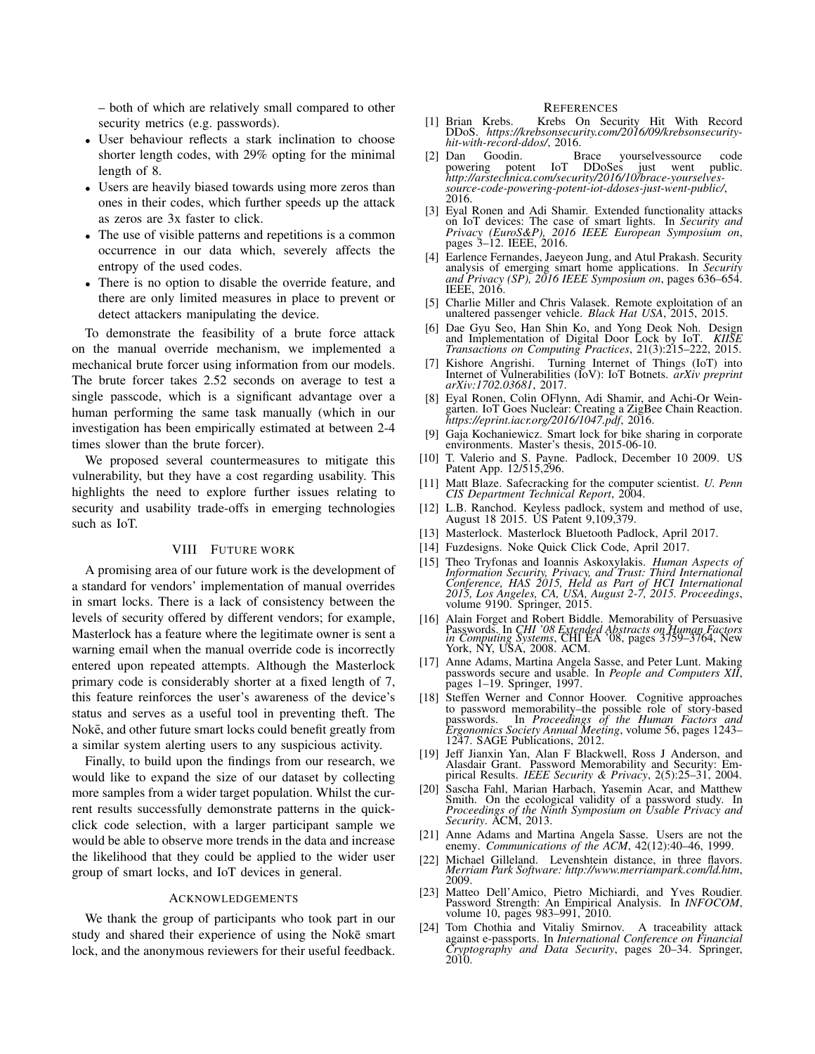– both of which are relatively small compared to other security metrics (e.g. passwords).

- User behaviour reflects a stark inclination to choose shorter length codes, with 29% opting for the minimal length of 8.
- Users are heavily biased towards using more zeros than ones in their codes, which further speeds up the attack as zeros are 3x faster to click.
- The use of visible patterns and repetitions is a common occurrence in our data which, severely affects the entropy of the used codes.
- There is no option to disable the override feature, and there are only limited measures in place to prevent or detect attackers manipulating the device.

To demonstrate the feasibility of a brute force attack on the manual override mechanism, we implemented a mechanical brute forcer using information from our models. The brute forcer takes 2.52 seconds on average to test a single passcode, which is a significant advantage over a human performing the same task manually (which in our investigation has been empirically estimated at between 2-4 times slower than the brute forcer).

We proposed several countermeasures to mitigate this vulnerability, but they have a cost regarding usability. This highlights the need to explore further issues relating to security and usability trade-offs in emerging technologies such as IoT.

## VIII Future work

A promising area of our future work is the development of a standard for vendors' implementation of manual overrides in smart locks. There is a lack of consistency between the levels of security offered by different vendors; for example, Masterlock has a feature where the legitimate owner is sent a warning email when the manual override code is incorrectly entered upon repeated attempts. Although the Masterlock primary code is considerably shorter at a fixed length of 7, this feature reinforces the user's awareness of the device's status and serves as a useful tool in preventing theft. The Nokē, and other future smart locks could benefit greatly from a similar system alerting users to any suspicious activity.

Finally, to build upon the findings from our research, we would like to expand the size of our dataset by collecting more samples from a wider target population. Whilst the current results successfully demonstrate patterns in the quick-click code selection, with a larger participant sample we would be able to observe more trends in the data and increase the likelihood that they could be applied to the wider user group of smart locks, and IoT devices in general.

## Acknowledgements

We thank the group of participants who took part in our study and shared their experience of using the Nokē smart lock, and the anonymous reviewers for their useful feedback.

## References

[1] Brian Krebs. Krebs On Security Hit With Record DDoS. *https://krebsonsecurity.com/2016/09/krebsonsecurity-hit-with-record-ddos/*, 2016.

[2] Dan Goodin. Brace yourselvessource code powering potent IoT DDoSes just went public. *http://arstechnica.com/security/2016/10/brace-yourselves-source-code-powering-potent-iot-ddoses-just-went-public/*, 2016.

[3] Eyal Ronen and Adi Shamir. Extended functionality attacks on IoT devices: The case of smart lights. In *Security and Privacy (EuroS&P), 2016 IEEE European Symposium on*, pages 3–12. IEEE, 2016.

[4] Earlence Fernandes, Jaeyeon Jung, and Atul Prakash. Security analysis of emerging smart home applications. In *Security and Privacy (SP), 2016 IEEE Symposium on*, pages 636–654. IEEE, 2016.

[5] Charlie Miller and Chris Valasek. Remote exploitation of an unaltered passenger vehicle. *Black Hat USA*, 2015, 2015.

[6] Dae Gyu Seo, Han Shin Ko, and Yong Deok Noh. Design and Implementation of Digital Door Lock by IoT. *KIISE Transactions on Computing Practices*, 21(3):215–222, 2015.

[7] Kishore Angrishi. Turning Internet of Things (IoT) into Internet of Vulnerabilities (IoV): IoT Botnets. *arXiv preprint arXiv:1702.03681*, 2017.

[8] Eyal Ronen, Colin OFlynn, Adi Shamir, and Achi-Or Weingarten. IoT Goes Nuclear: Creating a ZigBee Chain Reaction. *https://eprint.iacr.org/2016/1047.pdf*, 2016.

[9] Gaja Kochaniewicz. Smart lock for bike sharing in corporate environments. Master's thesis, 2015-06-10.

[10] T. Valerio and S. Payne. Padlock, December 10 2009. US Patent App. 12/515,296.

[11] Matt Blaze. Safecracking for the computer scientist. *U. Penn CIS Department Technical Report*, 2004.

[12] L.B. Ranchod. Keyless padlock, system and method of use, August 18 2015. US Patent 9,109,379.

[13] Masterlock. Masterlock Bluetooth Padlock, April 2017.

[14] Fuzdesigns. Noke Quick Click Code, April 2017.

[15] Theo Tryfonas and Ioannis Askoxylakis. *Human Aspects of Information Security, Privacy, and Trust: Third International Conference, HAS 2015, Held as Part of HCI International 2015, Los Angeles, CA, USA, August 2-7, 2015. Proceedings*, volume 9190. Springer, 2015.

[16] Alain Forget and Robert Biddle. Memorability of Persuasive Passwords. In *CHI '08 Extended Abstracts on Human Factors in Computing Systems*, CHI EA '08, pages 3759–3764, New York, NY, USA, 2008. ACM.

[17] Anne Adams, Martina Angela Sasse, and Peter Lunt. Making passwords secure and usable. In *People and Computers XII*, pages 1–19. Springer, 1997.

[18] Steffen Werner and Connor Hoover. Cognitive approaches to password memorability–the possible role of story-based passwords. In *Proceedings of the Human Factors and Ergonomics Society Annual Meeting*, volume 56, pages 1243–1247. SAGE Publications, 2012.

[19] Jeff Jianxin Yan, Alan F Blackwell, Ross J Anderson, and Alasdair Grant. Password Memorability and Security: Empirical Results. *IEEE Security & Privacy*, 2(5):25–31, 2004.

[20] Sascha Fahl, Marian Harbach, Yasemin Acar, and Matthew Smith. On the ecological validity of a password study. In *Proceedings of the Ninth Symposium on Usable Privacy and Security*. ACM, 2013.

[21] Anne Adams and Martina Angela Sasse. Users are not the enemy. *Communications of the ACM*, 42(12):40–46, 1999.

[22] Michael Gilleland. Levenshtein distance, in three flavors. *Merriam Park Software: http://www.merriampark.com/ld.htm*, 2009.

[23] Matteo Dell'Amico, Pietro Michiardi, and Yves Roudier. Password Strength: An Empirical Analysis. In *INFOCOM*, volume 10, pages 983–991, 2010.

[24] Tom Chothia and Vitaliy Smirnov. A traceability attack against e-passports. In *International Conference on Financial Cryptography and Data Security*, pages 20–34. Springer, 2010.